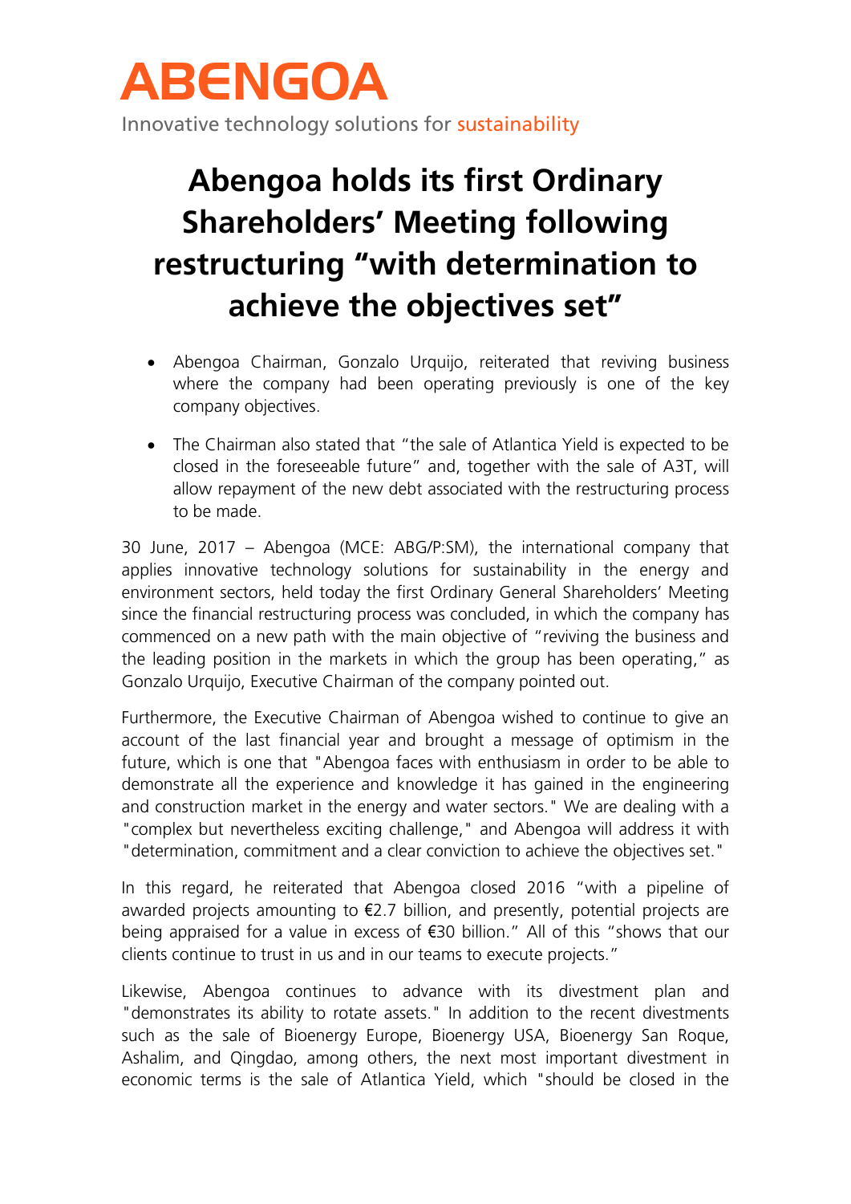# ABENGOA

Innovative technology solutions for sustainability

## Abengoa holds its first Ordinary Shareholders' Meeting following restructuring "with determination to achieve the objectives set"

- Abengoa Chairman, Gonzalo Urquijo, reiterated that reviving business where the company had been operating previously is one of the key company objectives.
- The Chairman also stated that "the sale of Atlantica Yield is expected to be closed in the foreseeable future" and, together with the sale of A3T, will allow repayment of the new debt associated with the restructuring process to be made.

30 June, 2017 – Abengoa (MCE: ABG/P:SM), the international company that applies innovative technology solutions for sustainability in the energy and environment sectors, held today the first Ordinary General Shareholders' Meeting since the financial restructuring process was concluded, in which the company has commenced on a new path with the main objective of "reviving the business and the leading position in the markets in which the group has been operating," as Gonzalo Urquijo, Executive Chairman of the company pointed out.

Furthermore, the Executive Chairman of Abengoa wished to continue to give an account of the last financial year and brought a message of optimism in the future, which is one that "Abengoa faces with enthusiasm in order to be able to demonstrate all the experience and knowledge it has gained in the engineering and construction market in the energy and water sectors." We are dealing with a "complex but nevertheless exciting challenge," and Abengoa will address it with "determination, commitment and a clear conviction to achieve the objectives set."

In this regard, he reiterated that Abengoa closed 2016 "with a pipeline of awarded projects amounting to €2.7 billion, and presently, potential projects are being appraised for a value in excess of €30 billion." All of this "shows that our clients continue to trust in us and in our teams to execute projects."

Likewise, Abengoa continues to advance with its divestment plan and "demonstrates its ability to rotate assets." In addition to the recent divestments such as the sale of Bioenergy Europe, Bioenergy USA, Bioenergy San Roque, Ashalim, and Qingdao, among others, the next most important divestment in economic terms is the sale of Atlantica Yield, which "should be closed in the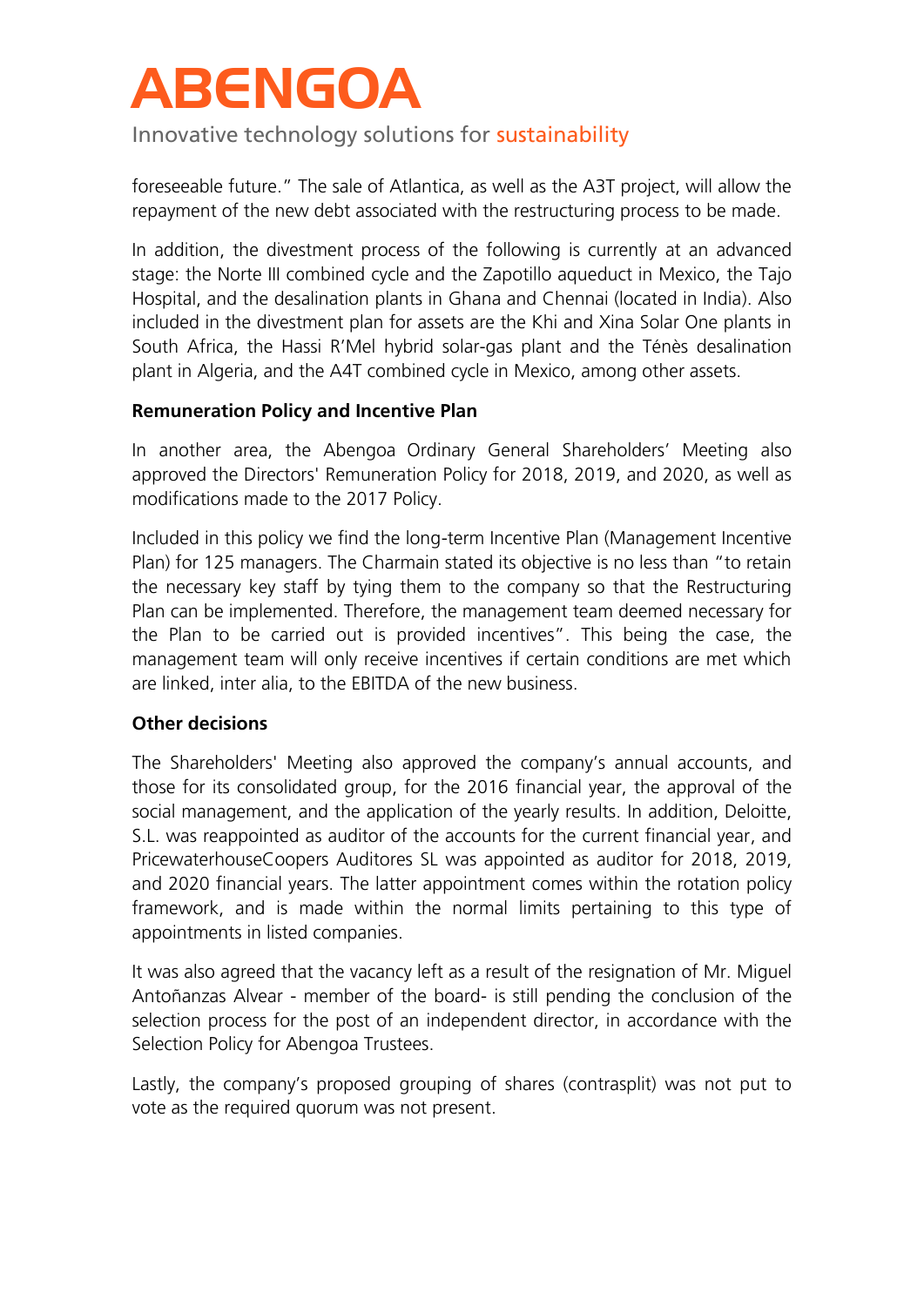foreseeable future." The sale of Atlantica, as well as the A3T project, will allow the repayment of the new debt associated with the restructuring process to be made.

In addition, the divestment process of the following is currently at an advanced stage: the Norte III combined cycle and the Zapotillo aqueduct in Mexico, the Tajo Hospital, and the desalination plants in Ghana and Chennai (located in India). Also included in the divestment plan for assets are the Khi and Xina Solar One plants in South Africa, the Hassi R'Mel hybrid solar-gas plant and the Ténès desalination plant in Algeria, and the A4T combined cycle in Mexico, among other assets.

**Remuneration Policy and Incentive Plan**

In another area, the Abengoa Ordinary General Shareholders' Meeting also approved the Directors' Remuneration Policy for 2018, 2019, and 2020, as well as modifications made to the 2017 Policy.

Included in this policy we find the long-term Incentive Plan (Management Incentive Plan) for 125 managers. The Charmain stated its objective is no less than "to retain the necessary key staff by tying them to the company so that the Restructuring Plan can be implemented. Therefore, the management team deemed necessary for the Plan to be carried out is provided incentives". This being the case, the management team will only receive incentives if certain conditions are met which are linked, inter alia, to the EBITDA of the new business.

**Other decisions**

The Shareholders' Meeting also approved the company's annual accounts, and those for its consolidated group, for the 2016 financial year, the approval of the social management, and the application of the yearly results. In addition, Deloitte, S.L. was reappointed as auditor of the accounts for the current financial year, and PricewaterhouseCoopers Auditores SL was appointed as auditor for 2018, 2019, and 2020 financial years. The latter appointment comes within the rotation policy framework, and is made within the normal limits pertaining to this type of appointments in listed companies.

It was also agreed that the vacancy left as a result of the resignation of Mr. Miguel Antoñanzas Alvear - member of the board- is still pending the conclusion of the selection process for the post of an independent director, in accordance with the Selection Policy for Abengoa Trustees.

Lastly, the company's proposed grouping of shares (contrasplit) was not put to vote as the required quorum was not present.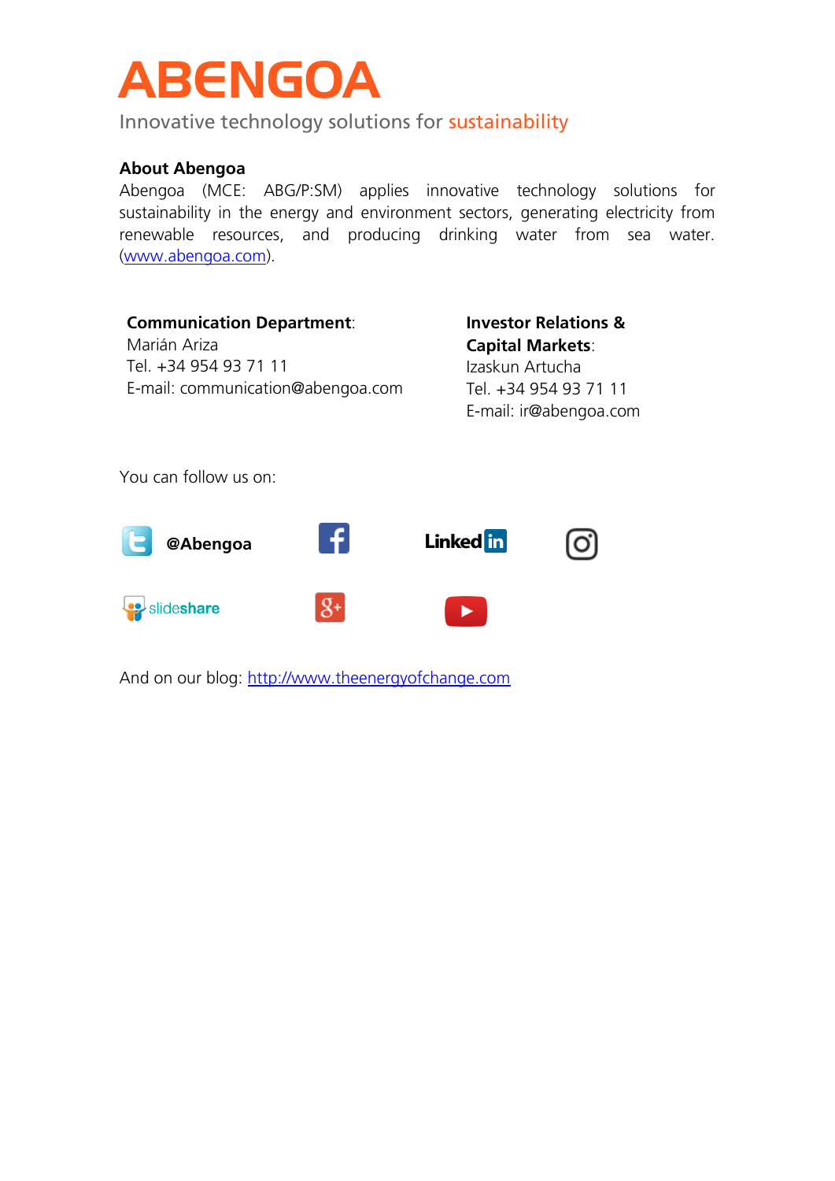# ABENGOA

Innovative technology solutions for sustainability

**About Abengoa**

Abengoa (MCE: ABG/P:SM) applies innovative technology solutions for sustainability in the energy and environment sectors, generating electricity from renewable resources, and producing drinking water from sea water. (www.abengoa.com).

**Communication Department**:
Marián Ariza
Tel. +34 954 93 71 11
E-mail: communication@abengoa.com

**Investor Relations & Capital Markets**:
Izaskun Artucha
Tel. +34 954 93 71 11
E-mail: ir@abengoa.com

You can follow us on:

**@Abengoa**

Linked in

slideshare

And on our blog: http://www.theenergyofchange.com